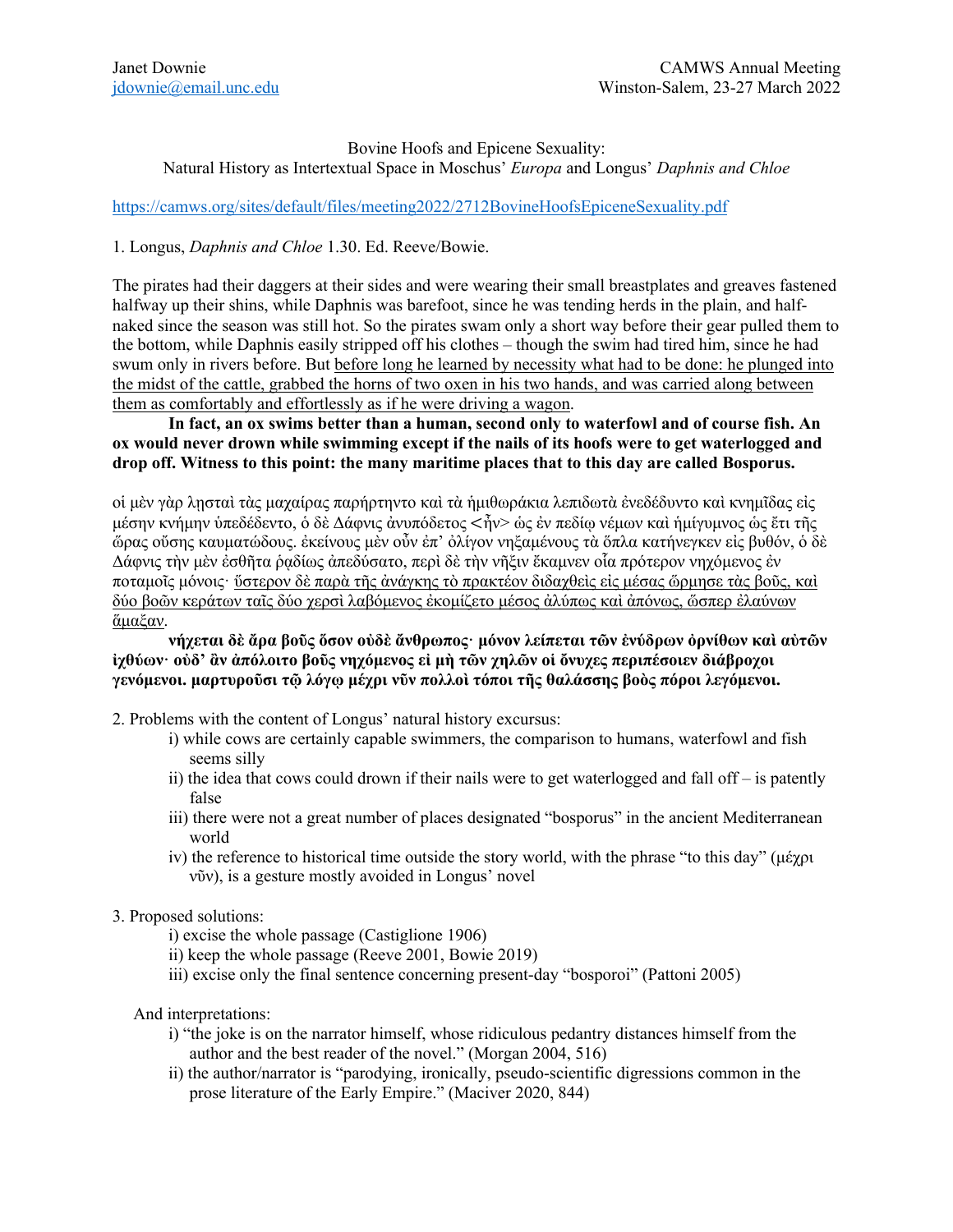Janet Downie
jdownie@email.unc.edu

CAMWS Annual Meeting
Winston-Salem, 23-27 March 2022

Bovine Hoofs and Epicene Sexuality:
Natural History as Intertextual Space in Moschus' *Europa* and Longus' *Daphnis and Chloe*

https://camws.org/sites/default/files/meeting2022/2712BovineHoofsEpiceneSexuality.pdf

1. Longus, *Daphnis and Chloe* 1.30. Ed. Reeve/Bowie.

The pirates had their daggers at their sides and were wearing their small breastplates and greaves fastened halfway up their shins, while Daphnis was barefoot, since he was tending herds in the plain, and half-naked since the season was still hot. So the pirates swam only a short way before their gear pulled them to the bottom, while Daphnis easily stripped off his clothes – though the swim had tired him, since he had swum only in rivers before. But <u>before long he learned by necessity what had to be done: he plunged into the midst of the cattle, grabbed the horns of two oxen in his two hands, and was carried along between them as comfortably and effortlessly as if he were driving a wagon</u>.

**In fact, an ox swims better than a human, second only to waterfowl and of course fish. An ox would never drown while swimming except if the nails of its hoofs were to get waterlogged and drop off. Witness to this point: the many maritime places that to this day are called Bosporus.**

οἱ μὲν γὰρ λῃσταὶ τὰς μαχαίρας παρήρτηντο καὶ τὰ ἡμιθωράκια λεπιδωτὰ ἐνεδέδυντο καὶ κνημῖδας εἰς μέσην κνήμην ὑπεδέδεντο, ὁ δὲ Δάφνις ἀνυπόδετος <ἦν> ὡς ἐν πεδίῳ νέμων καὶ ἡμίγυμνος ὡς ἔτι τῆς ὥρας οὔσης καυματώδους. ἐκείνους μὲν οὖν ἐπ' ὀλίγον νηξαμένους τὰ ὅπλα κατήνεγκεν εἰς βυθόν, ὁ δὲ Δάφνις τὴν μὲν ἐσθῆτα ῥᾳδίως ἀπεδύσατο, περὶ δὲ τὴν νῆξιν ἔκαμνεν οἷα πρότερον νηχόμενος ἐν ποταμοῖς μόνοις· <u>ὕστερον δὲ παρὰ τῆς ἀνάγκης τὸ πρακτέον διδαχθεὶς εἰς μέσας ὥρμησε τὰς βοῦς, καὶ δύο βοῶν κεράτων ταῖς δύο χερσὶ λαβόμενος ἐκομίζετο μέσος ἀλύπως καὶ ἀπόνως, ὥσπερ ἐλαύνων ἅμαξαν</u>.

**νήχεται δὲ ἄρα βοῦς ὅσον οὐδὲ ἄνθρωπος· μόνον λείπεται τῶν ἐνύδρων ὀρνίθων καὶ αὐτῶν ἰχθύων· οὐδ' ἂν ἀπόλοιτο βοῦς νηχόμενος εἰ μὴ τῶν χηλῶν οἱ ὄνυχες περιπέσοιεν διάβροχοι γενόμενοι. μαρτυροῦσι τῷ λόγῳ μέχρι νῦν πολλοὶ τόποι τῆς θαλάσσης βοὸς πόροι λεγόμενοι.**

2. Problems with the content of Longus' natural history excursus:
   - i) while cows are certainly capable swimmers, the comparison to humans, waterfowl and fish seems silly
   - ii) the idea that cows could drown if their nails were to get waterlogged and fall off – is patently false
   - iii) there were not a great number of places designated "bosporus" in the ancient Mediterranean world
   - iv) the reference to historical time outside the story world, with the phrase "to this day" (μέχρι νῦν), is a gesture mostly avoided in Longus' novel

3. Proposed solutions:
   - i) excise the whole passage (Castiglione 1906)
   - ii) keep the whole passage (Reeve 2001, Bowie 2019)
   - iii) excise only the final sentence concerning present-day "bosporoi" (Pattoni 2005)

   And interpretations:
   - i) "the joke is on the narrator himself, whose ridiculous pedantry distances himself from the author and the best reader of the novel." (Morgan 2004, 516)
   - ii) the author/narrator is "parodying, ironically, pseudo-scientific digressions common in the prose literature of the Early Empire." (Maciver 2020, 844)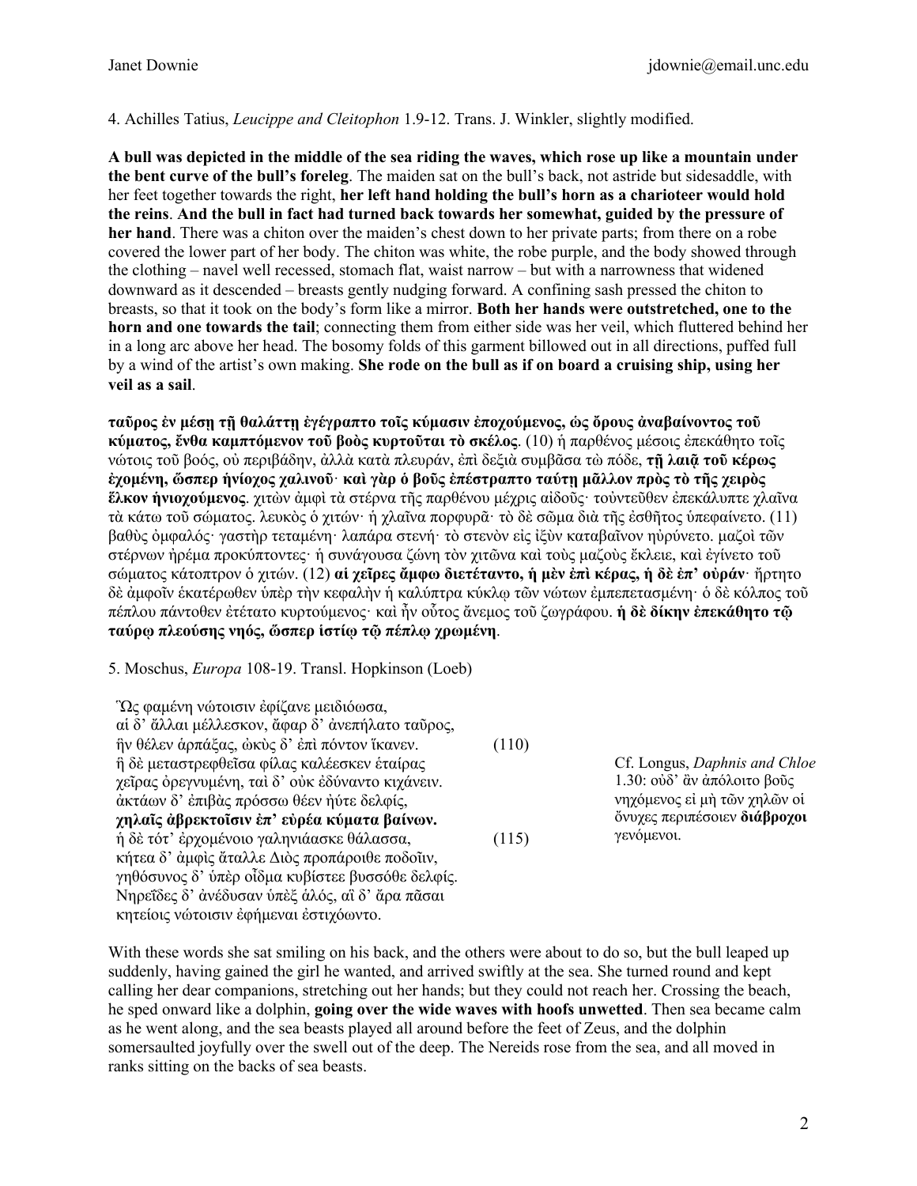4. Achilles Tatius, *Leucippe and Cleitophon* 1.9-12. Trans. J. Winkler, slightly modified.

**A bull was depicted in the middle of the sea riding the waves, which rose up like a mountain under the bent curve of the bull's foreleg**. The maiden sat on the bull's back, not astride but sidesaddle, with her feet together towards the right, **her left hand holding the bull's horn as a charioteer would hold the reins**. **And the bull in fact had turned back towards her somewhat, guided by the pressure of her hand**. There was a chiton over the maiden's chest down to her private parts; from there on a robe covered the lower part of her body. The chiton was white, the robe purple, and the body showed through the clothing – navel well recessed, stomach flat, waist narrow – but with a narrowness that widened downward as it descended – breasts gently nudging forward. A confining sash pressed the chiton to breasts, so that it took on the body's form like a mirror. **Both her hands were outstretched, one to the horn and one towards the tail**; connecting them from either side was her veil, which fluttered behind her in a long arc above her head. The bosomy folds of this garment billowed out in all directions, puffed full by a wind of the artist's own making. **She rode on the bull as if on board a cruising ship, using her veil as a sail**.

**ταῦρος ἐν μέσῃ τῇ θαλάττῃ ἐγέγραπτο τοῖς κύμασιν ἐποχούμενος, ὡς ὄρους ἀναβαίνοντος τοῦ κύματος, ἔνθα καμπτόμενον τοῦ βοὸς κυρτοῦται τὸ σκέλος**. (10) ἡ παρθένος μέσοις ἐπεκάθητο τοῖς νώτοις τοῦ βοός, οὐ περιβάδην, ἀλλὰ κατὰ πλευράν, ἐπὶ δεξιὰ συμβᾶσα τὼ πόδε, **τῇ λαιᾷ τοῦ κέρως ἐχομένη, ὥσπερ ἡνίοχος χαλινοῦ· καὶ γὰρ ὁ βοῦς ἐπέστραπτο ταύτῃ μᾶλλον πρὸς τὸ τῆς χειρὸς ἕλκον ἡνιοχούμενος**. χιτὼν ἀμφὶ τὰ στέρνα τῆς παρθένου μέχρις αἰδοῦς· τοὐντεῦθεν ἐπεκάλυπτε χλαῖνα τὰ κάτω τοῦ σώματος. λευκὸς ὁ χιτών· ἡ χλαῖνα πορφυρᾶ· τὸ δὲ σῶμα διὰ τῆς ἐσθῆτος ὑπεφαίνετο. (11) βαθὺς ὀμφαλός· γαστὴρ τεταμένη· λαπάρα στενή· τὸ στενὸν εἰς ἰξὺν καταβαῖνον ηὐρύνετο. μαζοὶ τῶν στέρνων ἠρέμα προκύπτοντες· ἡ συνάγουσα ζώνη τὸν χιτῶνα καὶ τοὺς μαζοὺς ἔκλειε, καὶ ἐγίνετο τοῦ σώματος κάτοπτρον ὁ χιτών. (12) **αἱ χεῖρες ἄμφω διετέταντο, ἡ μὲν ἐπὶ κέρας, ἡ δὲ ἐπ' οὐράν**· ἤρτητο δὲ ἀμφοῖν ἑκατέρωθεν ὑπὲρ τὴν κεφαλὴν ἡ καλύπτρα κύκλῳ τῶν νώτων ἐμπεπετασμένη· ὁ δὲ κόλπος τοῦ πέπλου πάντοθεν ἐτέτατο κυρτούμενος· καὶ ἦν οὗτος ἄνεμος τοῦ ζωγράφου. **ἡ δὲ δίκην ἐπεκάθητο τῷ ταύρῳ πλεούσης νηός, ὥσπερ ἱστίῳ τῷ πέπλῳ χρωμένη**.

5. Moschus, *Europa* 108-19. Transl. Hopkinson (Loeb)

Ὣς φαμένη νώτοισιν ἐφίζανε μειδιόωσα,  
αἱ δ' ἄλλαι μέλλεσκον, ἄφαρ δ' ἀνεπήλατο ταῦρος,  
ἣν θέλεν ἁρπάξας, ὠκὺς δ' ἐπὶ πόντον ἵκανεν. (110)  
ἣ δὲ μεταστρεφθεῖσα φίλας καλέεσκεν ἑταίρας  
χεῖρας ὀρεγνυμένη, ταὶ δ' οὐκ ἐδύναντο κιχάνειν.  
ἀκτάων δ' ἐπιβὰς πρόσσω θέεν ἠύτε δελφίς,  
**χηλαῖς ἀβρεκτοῖσιν ἐπ' εὐρέα κύματα βαίνων.**  
ἡ δὲ τότ' ἐρχομένοιο γαληνιάασκε θάλασσα, (115)  
κήτεα δ' ἀμφὶς ἄταλλε Διὸς προπάροιθε ποδοῖιν,  
γηθόσυνος δ' ὑπὲρ οἶδμα κυβίστεε βυσσόθε δελφίς.  
Νηρεΐδες δ' ἀνέδυσαν ὑπὲξ ἁλός, αἳ δ' ἄρα πᾶσαι  
κητείοις νώτοισιν ἐφήμεναι ἐστιχόωντο.

Cf. Longus, *Daphnis and Chloe* 1.30: οὐδ' ἂν ἀπόλοιτο βοῦς νηχόμενος εἰ μὴ τῶν χηλῶν οἱ ὄνυχες περιπέσοιεν **διάβροχοι** γενόμενοι.

With these words she sat smiling on his back, and the others were about to do so, but the bull leaped up suddenly, having gained the girl he wanted, and arrived swiftly at the sea. She turned round and kept calling her dear companions, stretching out her hands; but they could not reach her. Crossing the beach, he sped onward like a dolphin, **going over the wide waves with hoofs unwetted**. Then sea became calm as he went along, and the sea beasts played all around before the feet of Zeus, and the dolphin somersaulted joyfully over the swell out of the deep. The Nereids rose from the sea, and all moved in ranks sitting on the backs of sea beasts.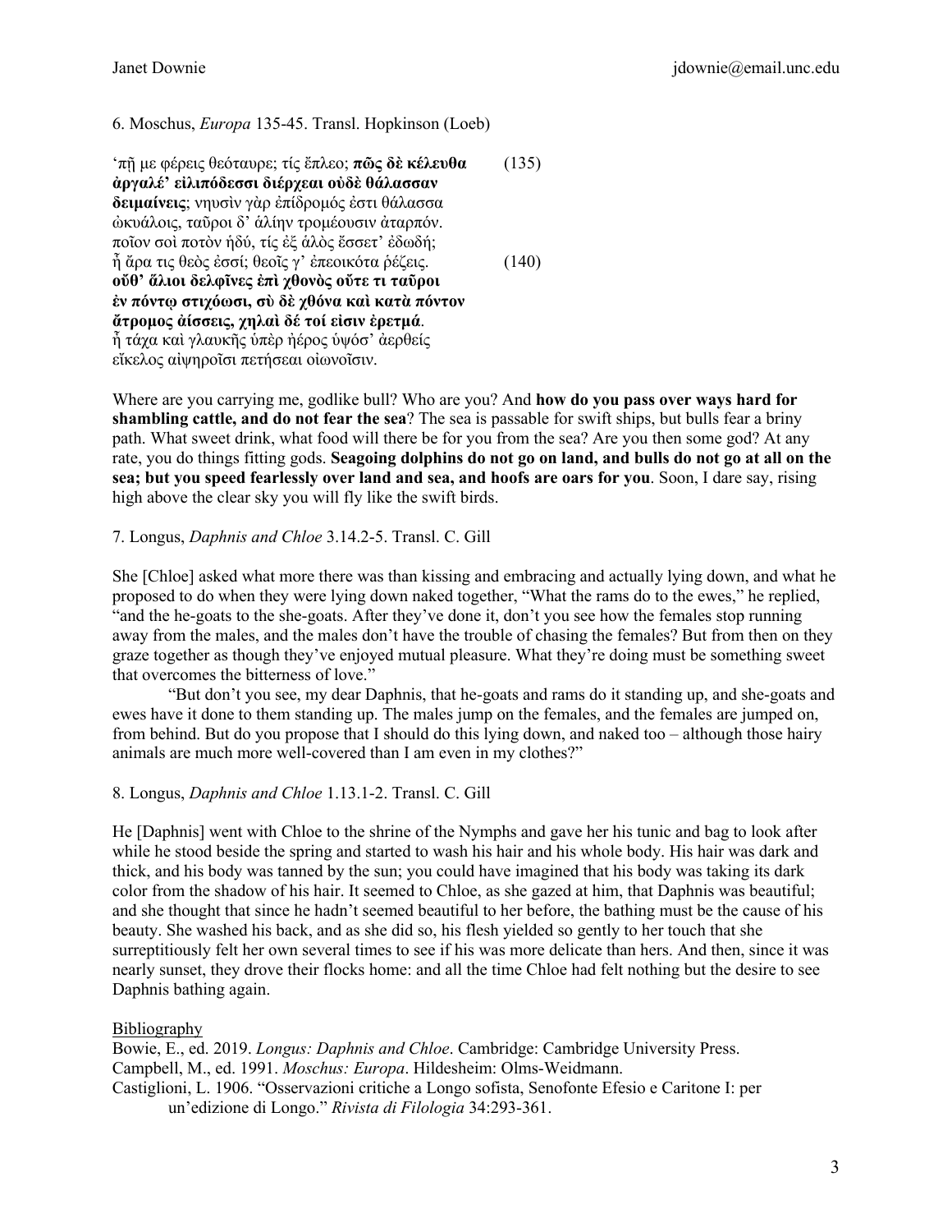6. Moschus, *Europa* 135-45. Transl. Hopkinson (Loeb)

‘πῆ με φέρεις θεόταυρε; τίς ἔπλεο; **πῶς δὲ κέλευθα** (135)
**ἀργαλέ’ εἰλιπόδεσσι διέρχεαι οὐδὲ θάλασσαν**
**δειμαίνεις**; νηυσὶν γὰρ ἐπίδρομός ἐστι θάλασσα
ὠκυάλοις, ταῦροι δ’ ἁλίην τρομέουσιν ἀταρπόν.
ποῖον σοὶ ποτὸν ἡδύ, τίς ἐξ ἁλὸς ἔσσετ’ ἐδωδή;
ἦ ἄρα τις θεὸς ἐσσί; θεοῖς γ’ ἐπεοικότα ῥέζεις. (140)
**οὔθ’ ἅλιοι δελφῖνες ἐπὶ χθονὸς οὔτε τι ταῦροι**
**ἐν πόντῳ στιχόωσι, σὺ δὲ χθόνα καὶ κατὰ πόντον**
**ἄτρομος ἀίσσεις, χηλαὶ δέ τοί εἰσιν ἐρετμά**.
ἦ τάχα καὶ γλαυκῆς ὑπὲρ ἠέρος ὑψόσ’ ἀερθείς
εἴκελος αἰψηροῖσι πετήσεαι οἰωνοῖσιν.

Where are you carrying me, godlike bull? Who are you? And **how do you pass over ways hard for shambling cattle, and do not fear the sea**? The sea is passable for swift ships, but bulls fear a briny path. What sweet drink, what food will there be for you from the sea? Are you then some god? At any rate, you do things fitting gods. **Seagoing dolphins do not go on land, and bulls do not go at all on the sea; but you speed fearlessly over land and sea, and hoofs are oars for you**. Soon, I dare say, rising high above the clear sky you will fly like the swift birds.

7. Longus, *Daphnis and Chloe* 3.14.2-5. Transl. C. Gill

She [Chloe] asked what more there was than kissing and embracing and actually lying down, and what he proposed to do when they were lying down naked together, “What the rams do to the ewes,” he replied, “and the he-goats to the she-goats. After they’ve done it, don’t you see how the females stop running away from the males, and the males don’t have the trouble of chasing the females? But from then on they graze together as though they’ve enjoyed mutual pleasure. What they’re doing must be something sweet that overcomes the bitterness of love.”

“But don’t you see, my dear Daphnis, that he-goats and rams do it standing up, and she-goats and ewes have it done to them standing up. The males jump on the females, and the females are jumped on, from behind. But do you propose that I should do this lying down, and naked too – although those hairy animals are much more well-covered than I am even in my clothes?”

8. Longus, *Daphnis and Chloe* 1.13.1-2. Transl. C. Gill

He [Daphnis] went with Chloe to the shrine of the Nymphs and gave her his tunic and bag to look after while he stood beside the spring and started to wash his hair and his whole body. His hair was dark and thick, and his body was tanned by the sun; you could have imagined that his body was taking its dark color from the shadow of his hair. It seemed to Chloe, as she gazed at him, that Daphnis was beautiful; and she thought that since he hadn’t seemed beautiful to her before, the bathing must be the cause of his beauty. She washed his back, and as she did so, his flesh yielded so gently to her touch that she surreptitiously felt her own several times to see if his was more delicate than hers. And then, since it was nearly sunset, they drove their flocks home: and all the time Chloe had felt nothing but the desire to see Daphnis bathing again.

Bibliography

Bowie, E., ed. 2019. *Longus: Daphnis and Chloe*. Cambridge: Cambridge University Press.

Campbell, M., ed. 1991. *Moschus: Europa*. Hildesheim: Olms-Weidmann.

Castiglioni, L. 1906. “Osservazioni critiche a Longo sofista, Senofonte Efesio e Caritone I: per un’edizione di Longo.” *Rivista di Filologia* 34:293-361.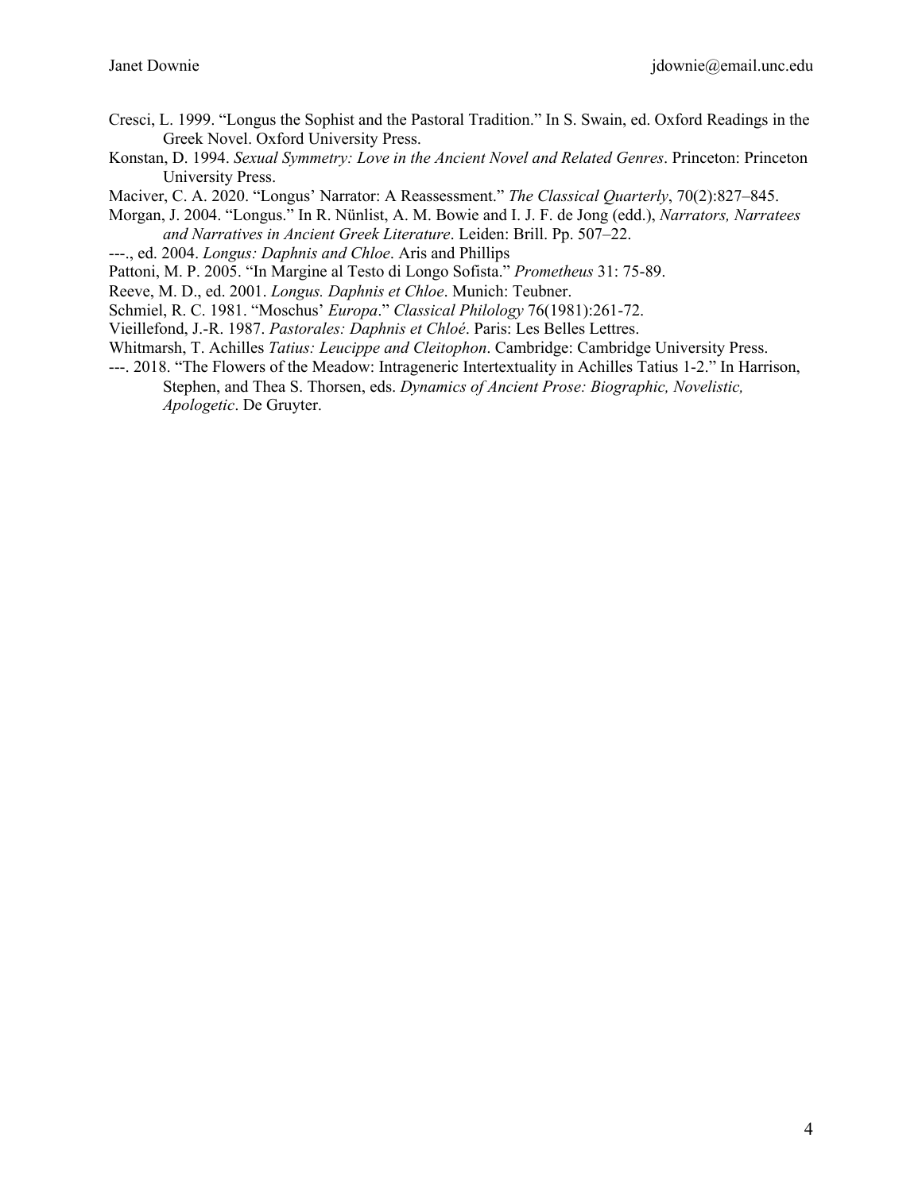Cresci, L. 1999. "Longus the Sophist and the Pastoral Tradition." In S. Swain, ed. Oxford Readings in the Greek Novel. Oxford University Press.

Konstan, D. 1994. *Sexual Symmetry: Love in the Ancient Novel and Related Genres*. Princeton: Princeton University Press.

Maciver, C. A. 2020. "Longus' Narrator: A Reassessment." *The Classical Quarterly*, 70(2):827–845.

Morgan, J. 2004. "Longus." In R. Nünlist, A. M. Bowie and I. J. F. de Jong (edd.), *Narrators, Narratees and Narratives in Ancient Greek Literature*. Leiden: Brill. Pp. 507–22.

---., ed. 2004. *Longus: Daphnis and Chloe*. Aris and Phillips

Pattoni, M. P. 2005. "In Margine al Testo di Longo Sofista." *Prometheus* 31: 75-89.

Reeve, M. D., ed. 2001. *Longus. Daphnis et Chloe*. Munich: Teubner.

Schmiel, R. C. 1981. "Moschus' *Europa*." *Classical Philology* 76(1981):261-72.

Vieillefond, J.-R. 1987. *Pastorales: Daphnis et Chloé*. Paris: Les Belles Lettres.

Whitmarsh, T. Achilles *Tatius: Leucippe and Cleitophon*. Cambridge: Cambridge University Press.

---. 2018. "The Flowers of the Meadow: Intrageneric Intertextuality in Achilles Tatius 1-2." In Harrison, Stephen, and Thea S. Thorsen, eds. *Dynamics of Ancient Prose: Biographic, Novelistic, Apologetic*. De Gruyter.